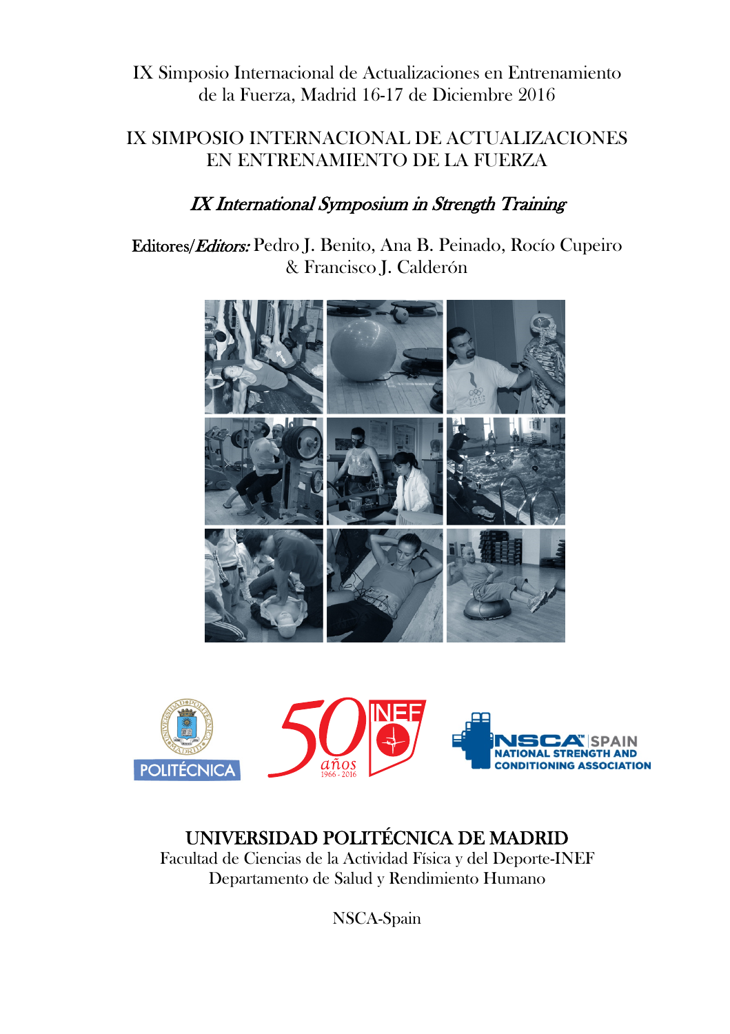IX Simposio Internacional de Actualizaciones en Entrenamiento de la Fuerza, Madrid 16-17 de Diciembre 2016

# IX SIMPOSIO INTERNACIONAL DE ACTUALIZACIONES EN ENTRENAMIENTO DE LA FUERZA

## *IX International Symposium in Strength Training*

Editores/*Editors:* Pedro J. Benito, Ana B. Peinado, Rocío Cupeiro & Francisco J. Calderón

**UNIVERSIDAD POLITÉCNICA DE MADRID**

Facultad de Ciencias de la Actividad Física y del Deporte-INEF

Departamento de Salud y Rendimiento Humano

NSCA-Spain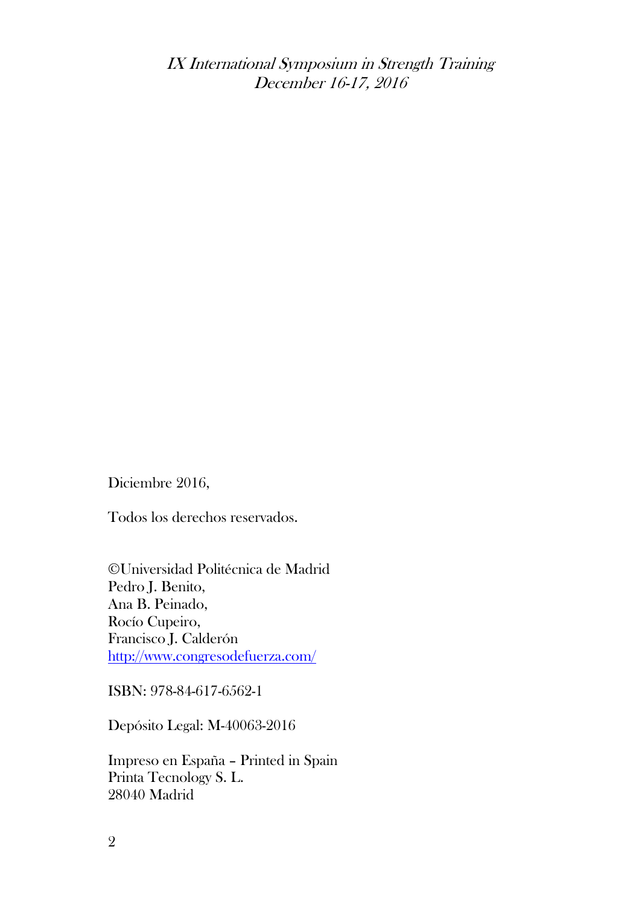*IX International Symposium in Strength Training*
*December 16-17, 2016*

Diciembre 2016,

Todos los derechos reservados.

©Universidad Politécnica de Madrid
Pedro J. Benito,
Ana B. Peinado,
Rocío Cupeiro,
Francisco J. Calderón
http://www.congresodefuerza.com/

ISBN: 978-84-617-6562-1

Depósito Legal: M-40063-2016

Impreso en España – Printed in Spain
Printa Tecnology S. L.
28040 Madrid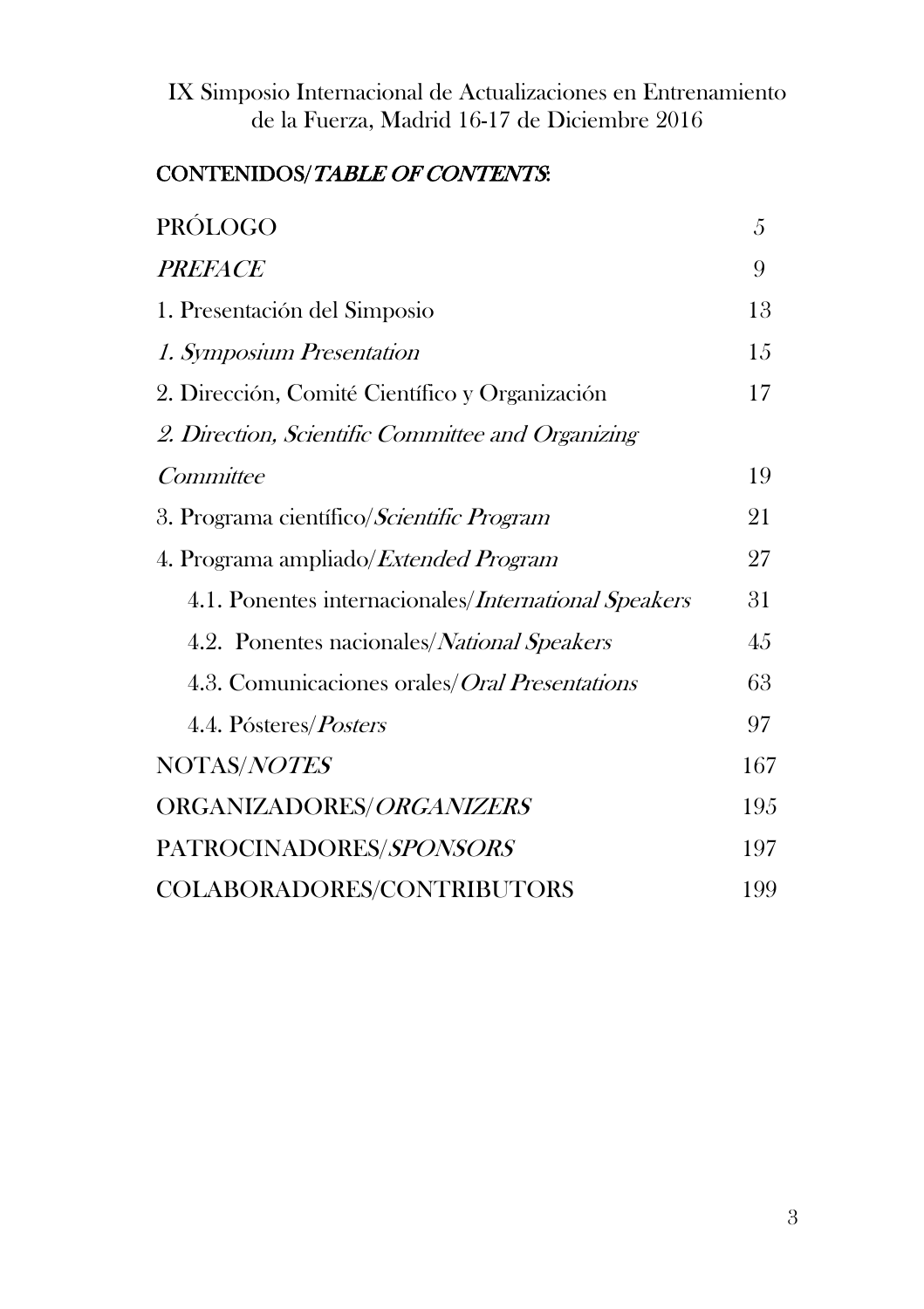IX Simposio Internacional de Actualizaciones en Entrenamiento de la Fuerza, Madrid 16-17 de Diciembre 2016

## CONTENIDOS/*TABLE OF CONTENTS*:

| | |
|---|---|
| PRÓLOGO | 5 |
| *PREFACE* | 9 |
| 1. Presentación del Simposio | 13 |
| *1. Symposium Presentation* | 15 |
| 2. Dirección, Comité Científico y Organización | 17 |
| *2. Direction, Scientific Committee and Organizing Committee* | 19 |
| 3. Programa científico/*Scientific Program* | 21 |
| 4. Programa ampliado/*Extended Program* | 27 |
| 4.1. Ponentes internacionales/*International Speakers* | 31 |
| 4.2. Ponentes nacionales/*National Speakers* | 45 |
| 4.3. Comunicaciones orales/*Oral Presentations* | 63 |
| 4.4. Pósteres/*Posters* | 97 |
| NOTAS/*NOTES* | 167 |
| ORGANIZADORES/*ORGANIZERS* | 195 |
| PATROCINADORES/*SPONSORS* | 197 |
| COLABORADORES/CONTRIBUTORS | 199 |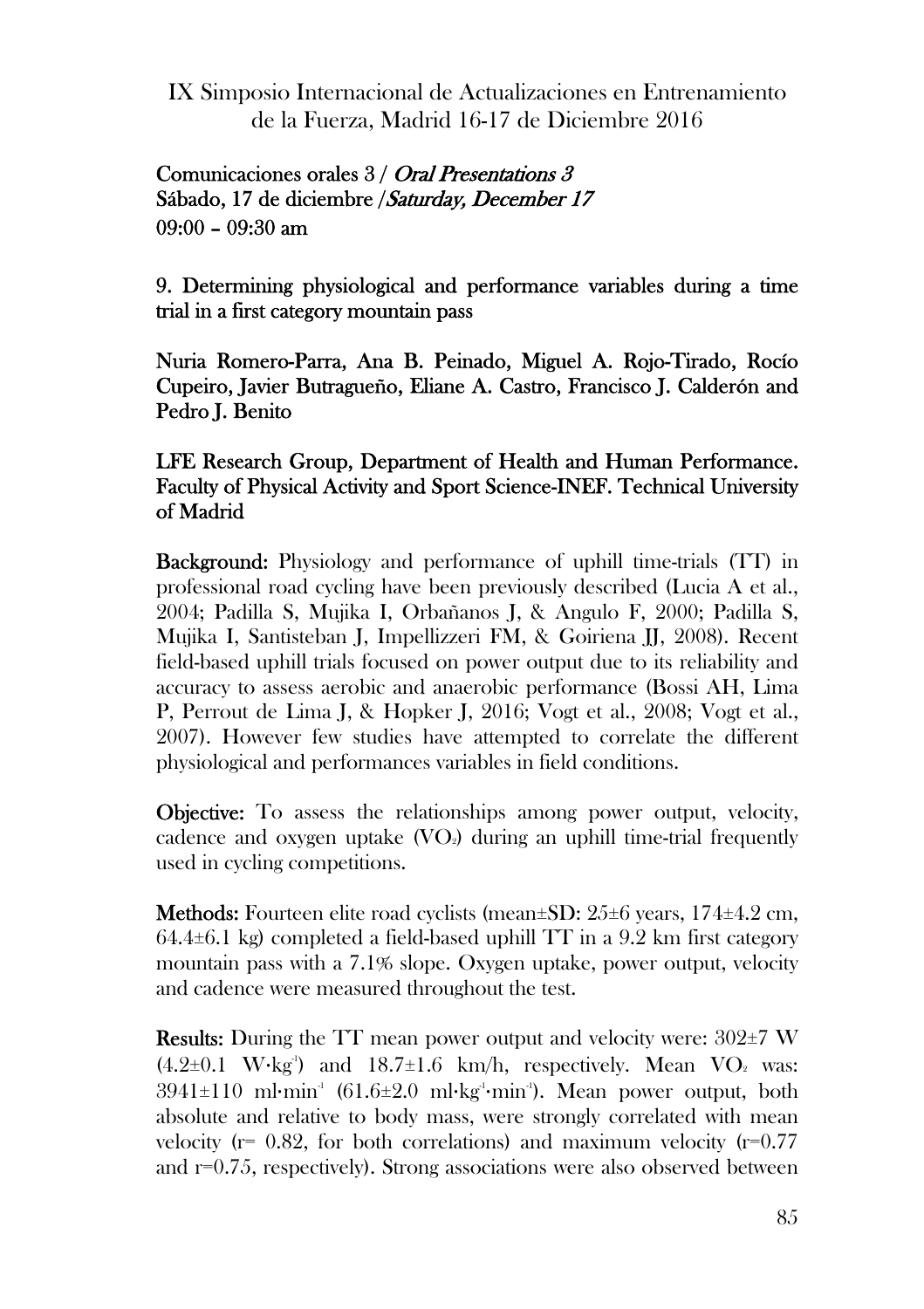IX Simposio Internacional de Actualizaciones en Entrenamiento de la Fuerza, Madrid 16-17 de Diciembre 2016

Comunicaciones orales 3 / *Oral Presentations 3*
Sábado, 17 de diciembre /*Saturday, December 17*
09:00 – 09:30 am

## 9. Determining physiological and performance variables during a time trial in a first category mountain pass

**Nuria Romero-Parra, Ana B. Peinado, Miguel A. Rojo-Tirado, Rocío Cupeiro, Javier Butragueño, Eliane A. Castro, Francisco J. Calderón and Pedro J. Benito**

**LFE Research Group, Department of Health and Human Performance. Faculty of Physical Activity and Sport Science-INEF. Technical University of Madrid**

**Background:** Physiology and performance of uphill time-trials (TT) in professional road cycling have been previously described (Lucia A et al., 2004; Padilla S, Mujika I, Orbañanos J, & Angulo F, 2000; Padilla S, Mujika I, Santisteban J, Impellizzeri FM, & Goiriena JJ, 2008). Recent field-based uphill trials focused on power output due to its reliability and accuracy to assess aerobic and anaerobic performance (Bossi AH, Lima P, Perrout de Lima J, & Hopker J, 2016; Vogt et al., 2008; Vogt et al., 2007). However few studies have attempted to correlate the different physiological and performances variables in field conditions.

**Objective:** To assess the relationships among power output, velocity, cadence and oxygen uptake ($VO_2$) during an uphill time-trial frequently used in cycling competitions.

**Methods:** Fourteen elite road cyclists (mean±SD: 25±6 years, 174±4.2 cm, 64.4±6.1 kg) completed a field-based uphill TT in a 9.2 km first category mountain pass with a 7.1% slope. Oxygen uptake, power output, velocity and cadence were measured throughout the test.

**Results:** During the TT mean power output and velocity were: 302±7 W (4.2±0.1 $W \cdot kg^{-1}$) and 18.7±1.6 km/h, respectively. Mean $VO_2$ was: 3941±110 $ml \cdot min^{-1}$ (61.6±2.0 $ml \cdot kg^{-1} \cdot min^{-1}$). Mean power output, both absolute and relative to body mass, were strongly correlated with mean velocity (r= 0.82, for both correlations) and maximum velocity (r=0.77 and r=0.75, respectively). Strong associations were also observed between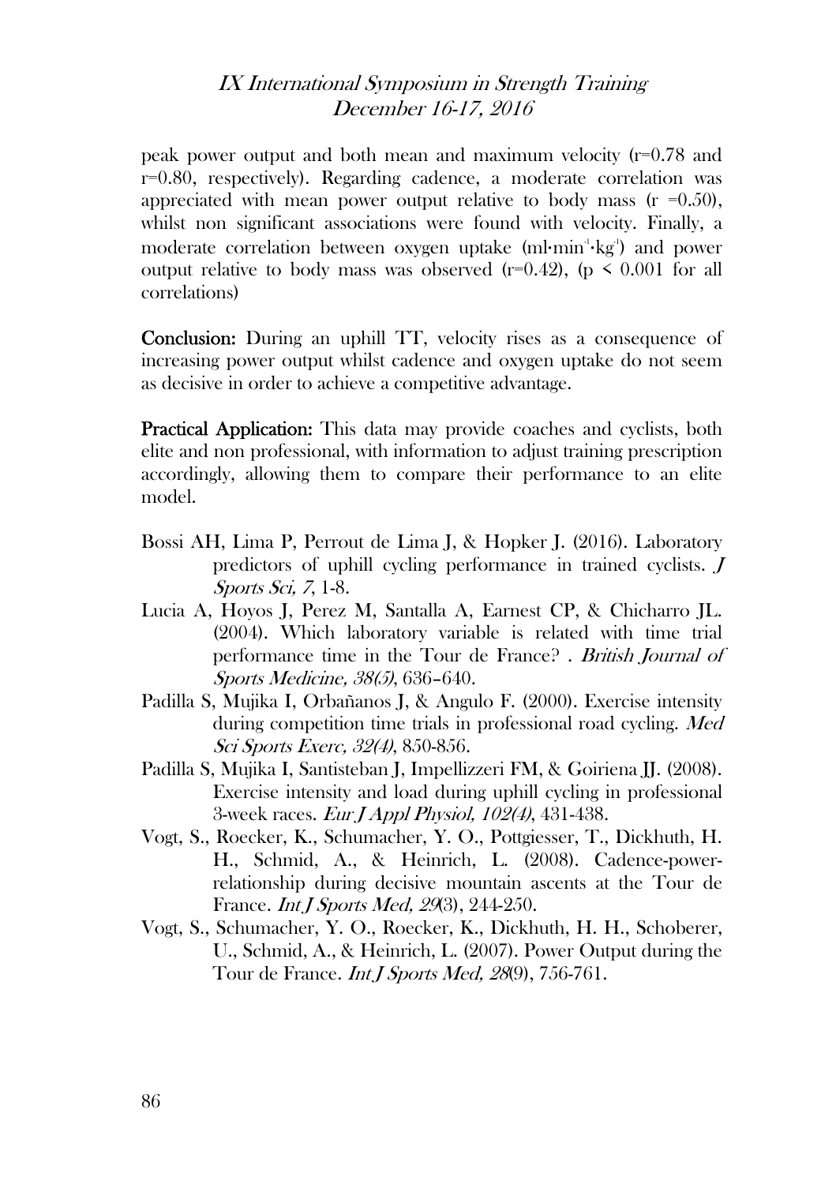peak power output and both mean and maximum velocity ($r=0.78$ and $r=0.80$, respectively). Regarding cadence, a moderate correlation was appreciated with mean power output relative to body mass ($r=0.50$), whilst non significant associations were found with velocity. Finally, a moderate correlation between oxygen uptake ($ml \cdot min^{-1} \cdot kg^{-1}$) and power output relative to body mass was observed ($r=0.42$), ($p < 0.001$ for all correlations)

**Conclusion:** During an uphill TT, velocity rises as a consequence of increasing power output whilst cadence and oxygen uptake do not seem as decisive in order to achieve a competitive advantage.

**Practical Application:** This data may provide coaches and cyclists, both elite and non professional, with information to adjust training prescription accordingly, allowing them to compare their performance to an elite model.

Bossi AH, Lima P, Perrout de Lima J, & Hopker J. (2016). Laboratory predictors of uphill cycling performance in trained cyclists. *J Sports Sci, 7*, 1-8.

Lucia A, Hoyos J, Perez M, Santalla A, Earnest CP, & Chicharro JL. (2004). Which laboratory variable is related with time trial performance time in the Tour de France? . *British Journal of Sports Medicine, 38(5)*, 636–640.

Padilla S, Mujika I, Orbañanos J, & Angulo F. (2000). Exercise intensity during competition time trials in professional road cycling. *Med Sci Sports Exerc, 32(4)*, 850-856.

Padilla S, Mujika I, Santisteban J, Impellizzeri FM, & Goiriena JJ. (2008). Exercise intensity and load during uphill cycling in professional 3-week races. *Eur J Appl Physiol, 102(4)*, 431-438.

Vogt, S., Roecker, K., Schumacher, Y. O., Pottgiesser, T., Dickhuth, H. H., Schmid, A., & Heinrich, L. (2008). Cadence-power-relationship during decisive mountain ascents at the Tour de France. *Int J Sports Med, 29*(3), 244-250.

Vogt, S., Schumacher, Y. O., Roecker, K., Dickhuth, H. H., Schoberer, U., Schmid, A., & Heinrich, L. (2007). Power Output during the Tour de France. *Int J Sports Med, 28*(9), 756-761.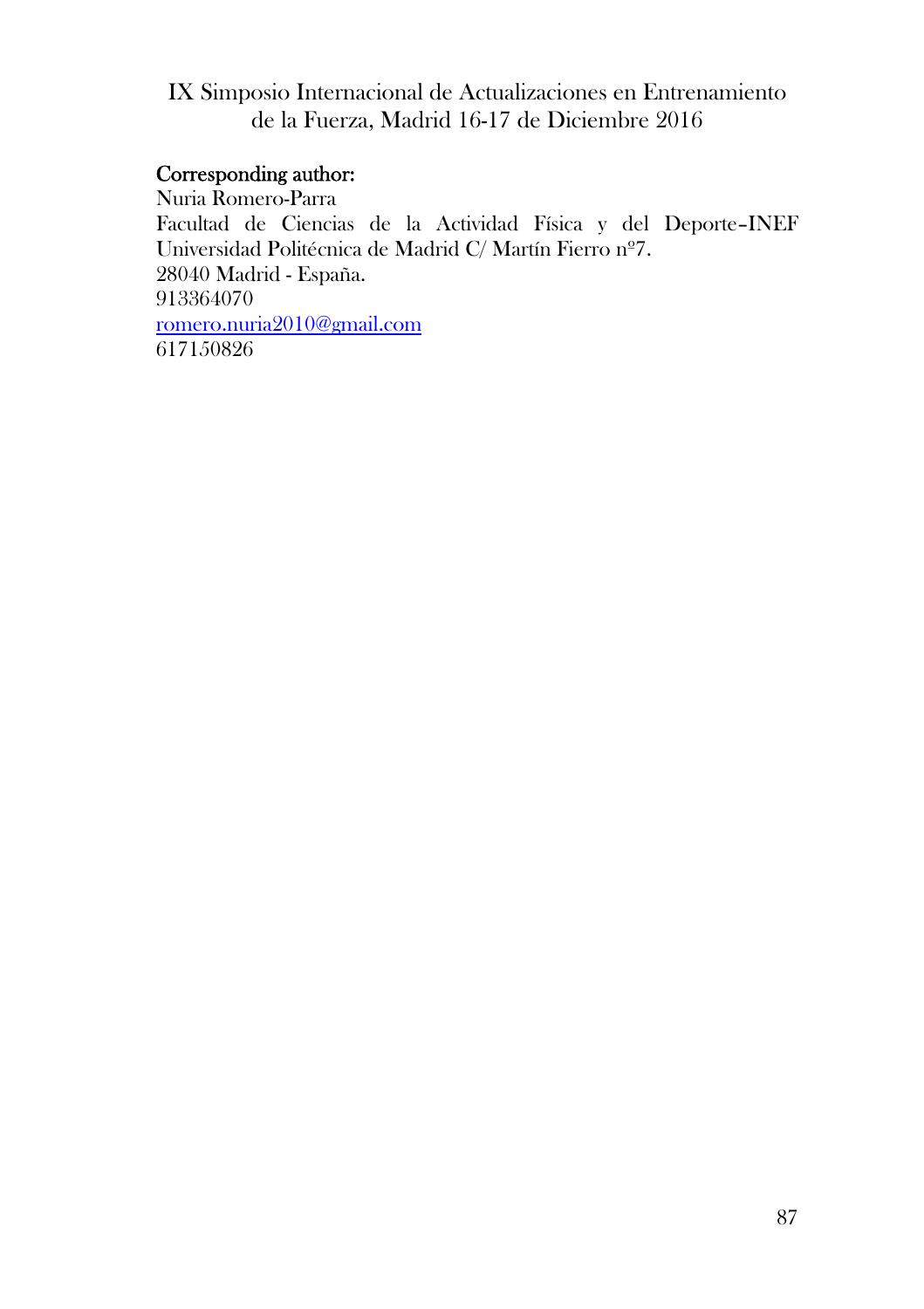**Corresponding author:**
Nuria Romero-Parra
Facultad de Ciencias de la Actividad Física y del Deporte–INEF Universidad Politécnica de Madrid C/ Martín Fierro nº7.
28040 Madrid - España.
913364070
romero.nuria2010@gmail.com
617150826